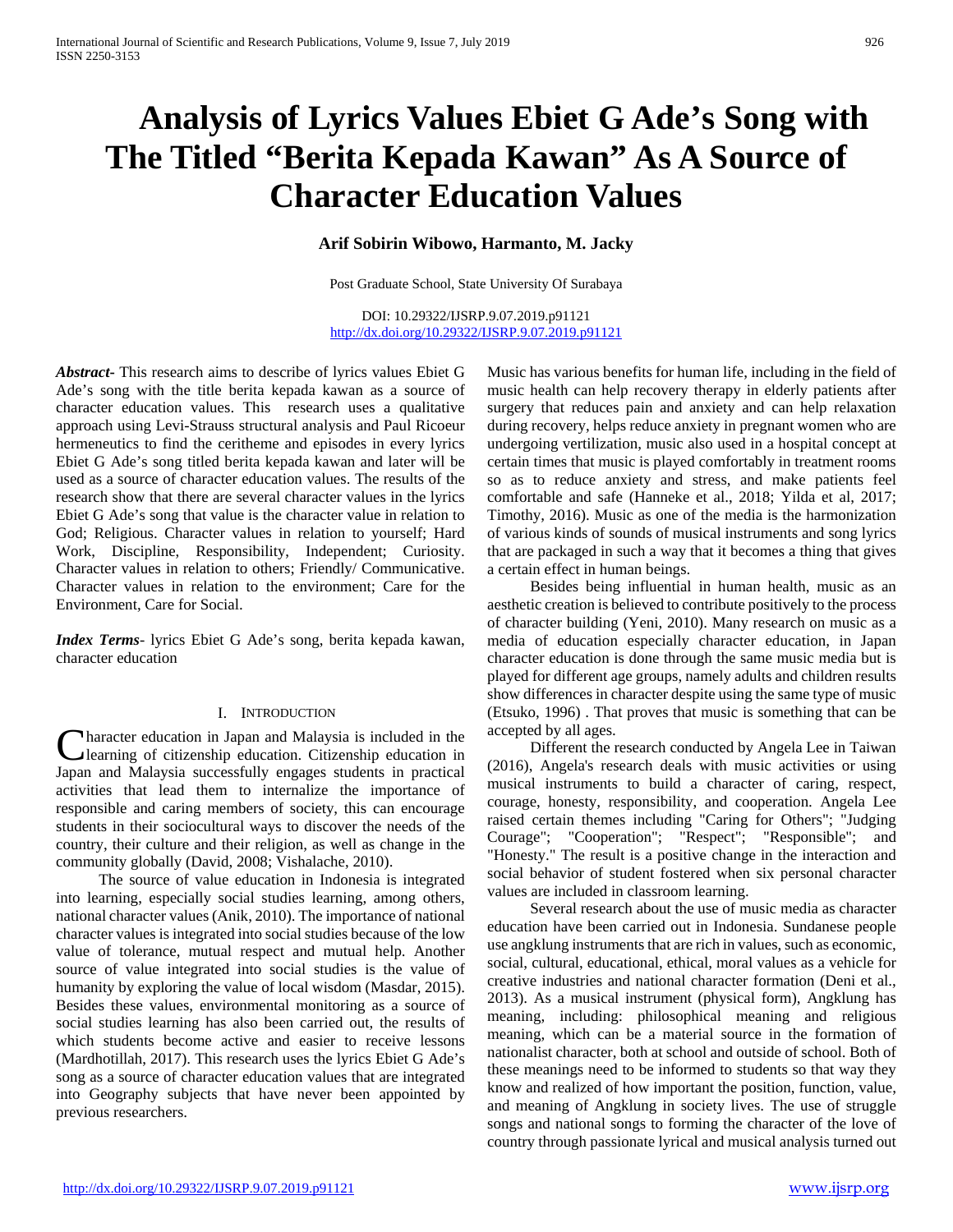# Analysis of Lyrics Values Ebiet G Ade's Song with The Titled "Berita Kepada Kawan" As A Source of Character Education Values

**Arif Sobirin Wibowo, Harmanto, M. Jacky**

Post Graduate School, State University Of Surabaya

DOI: 10.29322/IJSRP.9.07.2019.p91121
http://dx.doi.org/10.29322/IJSRP.9.07.2019.p91121

***Abstract***- This research aims to describe of lyrics values Ebiet G Ade's song with the title berita kepada kawan as a source of character education values. This research uses a qualitative approach using Levi-Strauss structural analysis and Paul Ricoeur hermeneutics to find the ceritheme and episodes in every lyrics Ebiet G Ade's song titled berita kepada kawan and later will be used as a source of character education values. The results of the research show that there are several character values in the lyrics Ebiet G Ade's song that value is the character value in relation to God; Religious. Character values in relation to yourself; Hard Work, Discipline, Responsibility, Independent; Curiosity. Character values in relation to others; Friendly/ Communicative. Character values in relation to the environment; Care for the Environment, Care for Social.

***Index Terms***- lyrics Ebiet G Ade's song, berita kepada kawan, character education

## I. Introduction

Character education in Japan and Malaysia is included in the learning of citizenship education. Citizenship education in Japan and Malaysia successfully engages students in practical activities that lead them to internalize the importance of responsible and caring members of society, this can encourage students in their sociocultural ways to discover the needs of the country, their culture and their religion, as well as change in the community globally (David, 2008; Vishalache, 2010).

The source of value education in Indonesia is integrated into learning, especially social studies learning, among others, national character values (Anik, 2010). The importance of national character values is integrated into social studies because of the low value of tolerance, mutual respect and mutual help. Another source of value integrated into social studies is the value of humanity by exploring the value of local wisdom (Masdar, 2015). Besides these values, environmental monitoring as a source of social studies learning has also been carried out, the results of which students become active and easier to receive lessons (Mardhotillah, 2017). This research uses the lyrics Ebiet G Ade's song as a source of character education values that are integrated into Geography subjects that have never been appointed by previous researchers.

Music has various benefits for human life, including in the field of music health can help recovery therapy in elderly patients after surgery that reduces pain and anxiety and can help relaxation during recovery, helps reduce anxiety in pregnant women who are undergoing vertilization, music also used in a hospital concept at certain times that music is played comfortably in treatment rooms so as to reduce anxiety and stress, and make patients feel comfortable and safe (Hanneke et al., 2018; Yilda et al, 2017; Timothy, 2016). Music as one of the media is the harmonization of various kinds of sounds of musical instruments and song lyrics that are packaged in such a way that it becomes a thing that gives a certain effect in human beings.

Besides being influential in human health, music as an aesthetic creation is believed to contribute positively to the process of character building (Yeni, 2010). Many research on music as a media of education especially character education, in Japan character education is done through the same music media but is played for different age groups, namely adults and children results show differences in character despite using the same type of music (Etsuko, 1996) . That proves that music is something that can be accepted by all ages.

Different the research conducted by Angela Lee in Taiwan (2016), Angela's research deals with music activities or using musical instruments to build a character of caring, respect, courage, honesty, responsibility, and cooperation. Angela Lee raised certain themes including "Caring for Others"; "Judging Courage"; "Cooperation"; "Respect"; "Responsible"; and "Honesty." The result is a positive change in the interaction and social behavior of student fostered when six personal character values are included in classroom learning.

Several research about the use of music media as character education have been carried out in Indonesia. Sundanese people use angklung instruments that are rich in values, such as economic, social, cultural, educational, ethical, moral values as a vehicle for creative industries and national character formation (Deni et al., 2013). As a musical instrument (physical form), Angklung has meaning, including: philosophical meaning and religious meaning, which can be a material source in the formation of nationalist character, both at school and outside of school. Both of these meanings need to be informed to students so that way they know and realized of how important the position, function, value, and meaning of Angklung in society lives. The use of struggle songs and national songs to forming the character of the love of country through passionate lyrical and musical analysis turned out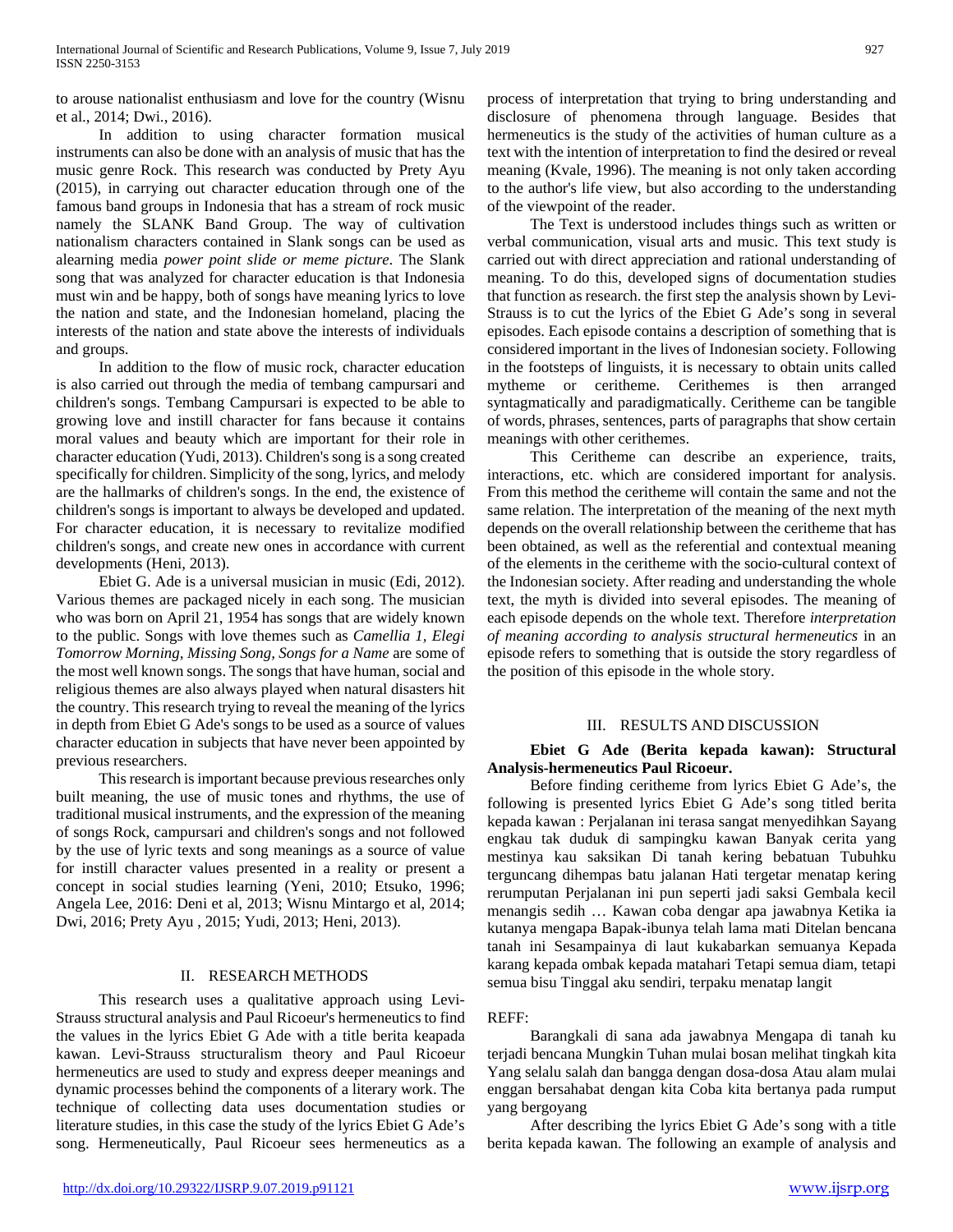to arouse nationalist enthusiasm and love for the country (Wisnu et al., 2014; Dwi., 2016).

In addition to using character formation musical instruments can also be done with an analysis of music that has the music genre Rock. This research was conducted by Prety Ayu (2015), in carrying out character education through one of the famous band groups in Indonesia that has a stream of rock music namely the SLANK Band Group. The way of cultivation nationalism characters contained in Slank songs can be used as alearning media *power point slide or meme picture*. The Slank song that was analyzed for character education is that Indonesia must win and be happy, both of songs have meaning lyrics to love the nation and state, and the Indonesian homeland, placing the interests of the nation and state above the interests of individuals and groups.

In addition to the flow of music rock, character education is also carried out through the media of tembang campursari and children's songs. Tembang Campursari is expected to be able to growing love and instill character for fans because it contains moral values and beauty which are important for their role in character education (Yudi, 2013). Children's song is a song created specifically for children. Simplicity of the song, lyrics, and melody are the hallmarks of children's songs. In the end, the existence of children's songs is important to always be developed and updated. For character education, it is necessary to revitalize modified children's songs, and create new ones in accordance with current developments (Heni, 2013).

Ebiet G. Ade is a universal musician in music (Edi, 2012). Various themes are packaged nicely in each song. The musician who was born on April 21, 1954 has songs that are widely known to the public. Songs with love themes such as *Camellia 1*, *Elegi Tomorrow Morning, Missing Song, Songs for a Name* are some of the most well known songs. The songs that have human, social and religious themes are also always played when natural disasters hit the country. This research trying to reveal the meaning of the lyrics in depth from Ebiet G Ade's songs to be used as a source of values character education in subjects that have never been appointed by previous researchers.

This research is important because previous researches only built meaning, the use of music tones and rhythms, the use of traditional musical instruments, and the expression of the meaning of songs Rock, campursari and children's songs and not followed by the use of lyric texts and song meanings as a source of value for instill character values presented in a reality or present a concept in social studies learning (Yeni, 2010; Etsuko, 1996; Angela Lee, 2016: Deni et al, 2013; Wisnu Mintargo et al, 2014; Dwi, 2016; Prety Ayu , 2015; Yudi, 2013; Heni, 2013).

## II. RESEARCH METHODS

This research uses a qualitative approach using Levi-Strauss structural analysis and Paul Ricoeur's hermeneutics to find the values in the lyrics Ebiet G Ade with a title berita keapada kawan. Levi-Strauss structuralism theory and Paul Ricoeur hermeneutics are used to study and express deeper meanings and dynamic processes behind the components of a literary work. The technique of collecting data uses documentation studies or literature studies, in this case the study of the lyrics Ebiet G Ade's song. Hermeneutically, Paul Ricoeur sees hermeneutics as a process of interpretation that trying to bring understanding and disclosure of phenomena through language. Besides that hermeneutics is the study of the activities of human culture as a text with the intention of interpretation to find the desired or reveal meaning (Kvale, 1996). The meaning is not only taken according to the author's life view, but also according to the understanding of the viewpoint of the reader.

The Text is understood includes things such as written or verbal communication, visual arts and music. This text study is carried out with direct appreciation and rational understanding of meaning. To do this, developed signs of documentation studies that function as research. the first step the analysis shown by Levi-Strauss is to cut the lyrics of the Ebiet G Ade's song in several episodes. Each episode contains a description of something that is considered important in the lives of Indonesian society. Following in the footsteps of linguists, it is necessary to obtain units called mytheme or ceritheme. Cerithemes is then arranged syntagmatically and paradigmatically. Ceritheme can be tangible of words, phrases, sentences, parts of paragraphs that show certain meanings with other cerithemes.

This Ceritheme can describe an experience, traits, interactions, etc. which are considered important for analysis. From this method the ceritheme will contain the same and not the same relation. The interpretation of the meaning of the next myth depends on the overall relationship between the ceritheme that has been obtained, as well as the referential and contextual meaning of the elements in the ceritheme with the socio-cultural context of the Indonesian society. After reading and understanding the whole text, the myth is divided into several episodes. The meaning of each episode depends on the whole text. Therefore *interpretation of meaning according to analysis structural hermeneutics* in an episode refers to something that is outside the story regardless of the position of this episode in the whole story.

## III. RESULTS AND DISCUSSION

**Ebiet G Ade (Berita kepada kawan): Structural Analysis-hermeneutics Paul Ricoeur.**

Before finding ceritheme from lyrics Ebiet G Ade's, the following is presented lyrics Ebiet G Ade's song titled berita kepada kawan : Perjalanan ini terasa sangat menyedihkan Sayang engkau tak duduk di sampingku kawan Banyak cerita yang mestinya kau saksikan Di tanah kering bebatuan Tubuhku terguncang dihempas batu jalanan Hati tergetar menatap kering rerumputan Perjalanan ini pun seperti jadi saksi Gembala kecil menangis sedih … Kawan coba dengar apa jawabnya Ketika ia kutanya mengapa Bapak-ibunya telah lama mati Ditelan bencana tanah ini Sesampainya di laut kukabarkan semuanya Kepada karang kepada ombak kepada matahari Tetapi semua diam, tetapi semua bisu Tinggal aku sendiri, terpaku menatap langit

REFF:

Barangkali di sana ada jawabnya Mengapa di tanah ku terjadi bencana Mungkin Tuhan mulai bosan melihat tingkah kita Yang selalu salah dan bangga dengan dosa-dosa Atau alam mulai enggan bersahabat dengan kita Coba kita bertanya pada rumput yang bergoyang

After describing the lyrics Ebiet G Ade's song with a title berita kepada kawan. The following an example of analysis and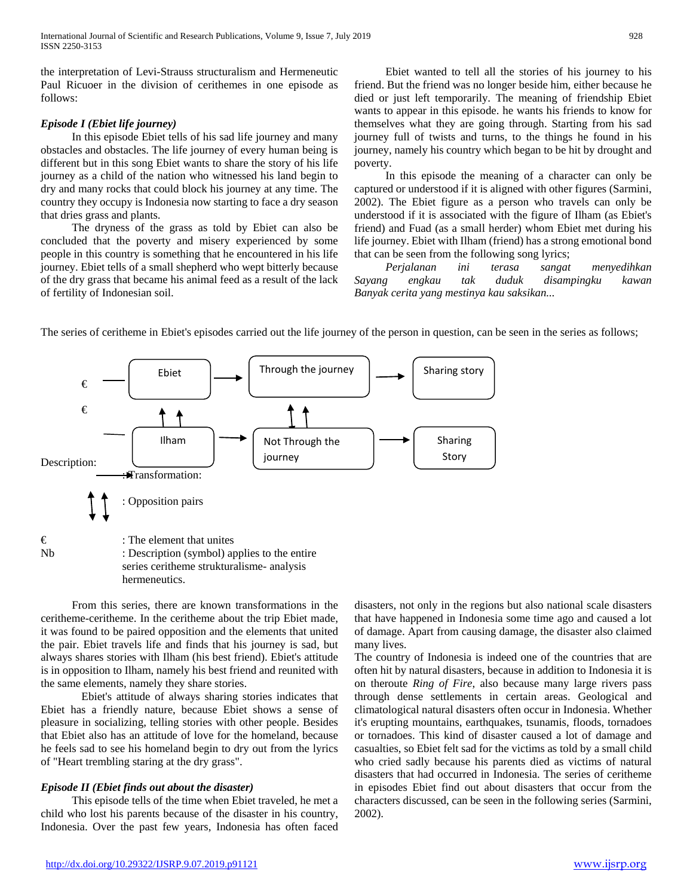the interpretation of Levi-Strauss structuralism and Hermeneutic Paul Ricuoer in the division of cerithemes in one episode as follows:

***Episode I (Ebiet life journey)***

In this episode Ebiet tells of his sad life journey and many obstacles and obstacles. The life journey of every human being is different but in this song Ebiet wants to share the story of his life journey as a child of the nation who witnessed his land begin to dry and many rocks that could block his journey at any time. The country they occupy is Indonesia now starting to face a dry season that dries grass and plants.

The dryness of the grass as told by Ebiet can also be concluded that the poverty and misery experienced by some people in this country is something that he encountered in his life journey. Ebiet tells of a small shepherd who wept bitterly because of the dry grass that became his animal feed as a result of the lack of fertility of Indonesian soil.

Ebiet wanted to tell all the stories of his journey to his friend. But the friend was no longer beside him, either because he died or just left temporarily. The meaning of friendship Ebiet wants to appear in this episode. he wants his friends to know for themselves what they are going through. Starting from his sad journey full of twists and turns, to the things he found in his journey, namely his country which began to be hit by drought and poverty.

In this episode the meaning of a character can only be captured or understood if it is aligned with other figures (Sarmini, 2002). The Ebiet figure as a person who travels can only be understood if it is associated with the figure of Ilham (as Ebiet's friend) and Fuad (as a small herder) whom Ebiet met during his life journey. Ebiet with Ilham (friend) has a strong emotional bond that can be seen from the following song lyrics;

*Perjalanan ini terasa sangat menyedihkan*
*Sayang engkau tak duduk disampingku kawan*
*Banyak cerita yang mestinya kau saksikan...*

The series of ceritheme in Ebiet's episodes carried out the life journey of the person in question, can be seen in the series as follows;

€ — Ebiet → Through the journey → Sharing story

↑↑ (between Ebiet and Ilham; between Through the journey and Not Through the journey)

€ — Ilham → Not Through the journey → Sharing Story

Description:

→ : Transformation:

↕↕ : Opposition pairs

€ : The element that unites

Nb : Description (symbol) applies to the entire series ceritheme strukturalisme- analysis hermeneutics.

From this series, there are known transformations in the ceritheme-ceritheme. In the ceritheme about the trip Ebiet made, it was found to be paired opposition and the elements that united the pair. Ebiet travels life and finds that his journey is sad, but always shares stories with Ilham (his best friend). Ebiet's attitude is in opposition to Ilham, namely his best friend and reunited with the same elements, namely they share stories.

Ebiet's attitude of always sharing stories indicates that Ebiet has a friendly nature, because Ebiet shows a sense of pleasure in socializing, telling stories with other people. Besides that Ebiet also has an attitude of love for the homeland, because he feels sad to see his homeland begin to dry out from the lyrics of "Heart trembling staring at the dry grass".

***Episode II (Ebiet finds out about the disaster)***

This episode tells of the time when Ebiet traveled, he met a child who lost his parents because of the disaster in his country, Indonesia. Over the past few years, Indonesia has often faced disasters, not only in the regions but also national scale disasters that have happened in Indonesia some time ago and caused a lot of damage. Apart from causing damage, the disaster also claimed many lives.

The country of Indonesia is indeed one of the countries that are often hit by natural disasters, because in addition to Indonesia it is on theroute *Ring of Fire*, also because many large rivers pass through dense settlements in certain areas. Geological and climatological natural disasters often occur in Indonesia. Whether it's erupting mountains, earthquakes, tsunamis, floods, tornadoes or tornadoes. This kind of disaster caused a lot of damage and casualties, so Ebiet felt sad for the victims as told by a small child who cried sadly because his parents died as victims of natural disasters that had occurred in Indonesia. The series of ceritheme in episodes Ebiet find out about disasters that occur from the characters discussed, can be seen in the following series (Sarmini, 2002).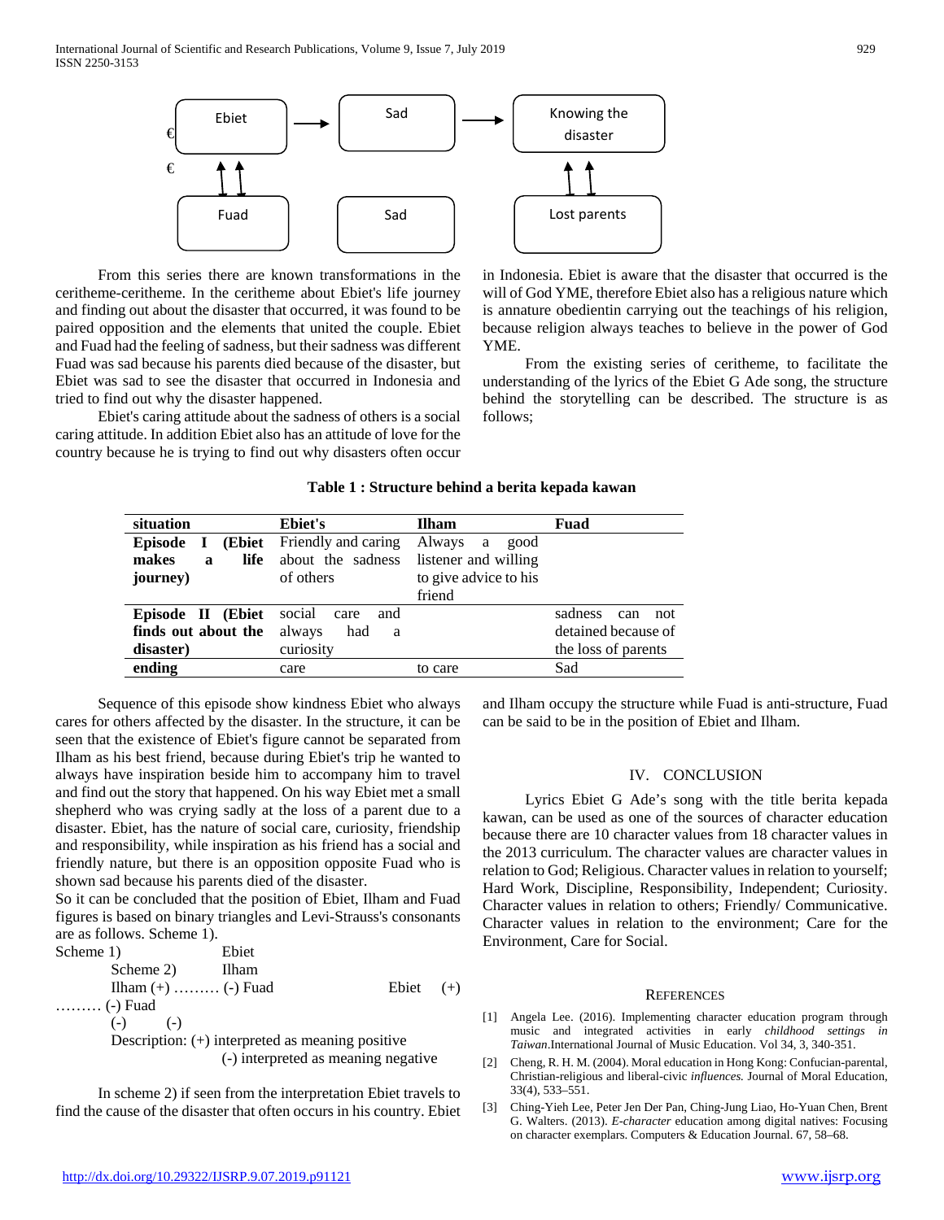Ebiet → Sad → Knowing the disaster

Fuad Sad Lost parents

From this series there are known transformations in the ceritheme-ceritheme. In the ceritheme about Ebiet's life journey and finding out about the disaster that occurred, it was found to be paired opposition and the elements that united the couple. Ebiet and Fuad had the feeling of sadness, but their sadness was different Fuad was sad because his parents died because of the disaster, but Ebiet was sad to see the disaster that occurred in Indonesia and tried to find out why the disaster happened.

Ebiet's caring attitude about the sadness of others is a social caring attitude. In addition Ebiet also has an attitude of love for the country because he is trying to find out why disasters often occur in Indonesia. Ebiet is aware that the disaster that occurred is the will of God YME, therefore Ebiet also has a religious nature which is annature obedientin carrying out the teachings of his religion, because religion always teaches to believe in the power of God YME.

From the existing series of ceritheme, to facilitate the understanding of the lyrics of the Ebiet G Ade song, the structure behind the storytelling can be described. The structure is as follows;

**Table 1 : Structure behind a berita kepada kawan**

| situation | Ebiet's | Ilham | Fuad |
|---|---|---|---|
| **Episode I (Ebiet makes a life journey)** | Friendly and caring about the sadness of others | Always a good listener and willing to give advice to his friend | |
| **Episode II (Ebiet finds out about the disaster)** | social care and always had a curiosity | | sadness can not detained because of the loss of parents |
| **ending** | care | to care | Sad |

Sequence of this episode show kindness Ebiet who always cares for others affected by the disaster. In the structure, it can be seen that the existence of Ebiet's figure cannot be separated from Ilham as his best friend, because during Ebiet's trip he wanted to always have inspiration beside him to accompany him to travel and find out the story that happened. On his way Ebiet met a small shepherd who was crying sadly at the loss of a parent due to a disaster. Ebiet, has the nature of social care, curiosity, friendship and responsibility, while inspiration as his friend has a social and friendly nature, but there is an opposition opposite Fuad who is shown sad because his parents died of the disaster.

So it can be concluded that the position of Ebiet, Ilham and Fuad figures is based on binary triangles and Levi-Strauss's consonants are as follows. Scheme 1).

Scheme 1) Ebiet

Scheme 2) Ilham

Ilham (+) ……… (-) Fuad Ebiet (+) ……… (-) Fuad

(-) (-)

Description: (+) interpreted as meaning positive

(-) interpreted as meaning negative

In scheme 2) if seen from the interpretation Ebiet travels to find the cause of the disaster that often occurs in his country. Ebiet and Ilham occupy the structure while Fuad is anti-structure, Fuad can be said to be in the position of Ebiet and Ilham.

## IV. CONCLUSION

Lyrics Ebiet G Ade's song with the title berita kepada kawan, can be used as one of the sources of character education because there are 10 character values from 18 character values in the 2013 curriculum. The character values are character values in relation to God; Religious. Character values in relation to yourself; Hard Work, Discipline, Responsibility, Independent; Curiosity. Character values in relation to others; Friendly/ Communicative. Character values in relation to the environment; Care for the Environment, Care for Social.

## REFERENCES

[1] Angela Lee. (2016). Implementing character education program through music and integrated activities in early *childhood settings in Taiwan*.International Journal of Music Education. Vol 34, 3, 340-351.

[2] Cheng, R. H. M. (2004). Moral education in Hong Kong: Confucian-parental, Christian-religious and liberal-civic *influences.* Journal of Moral Education, 33(4), 533–551.

[3] Ching-Yieh Lee, Peter Jen Der Pan, Ching-Jung Liao, Ho-Yuan Chen, Brent G. Walters. (2013). *E-character* education among digital natives: Focusing on character exemplars. Computers & Education Journal. 67, 58–68.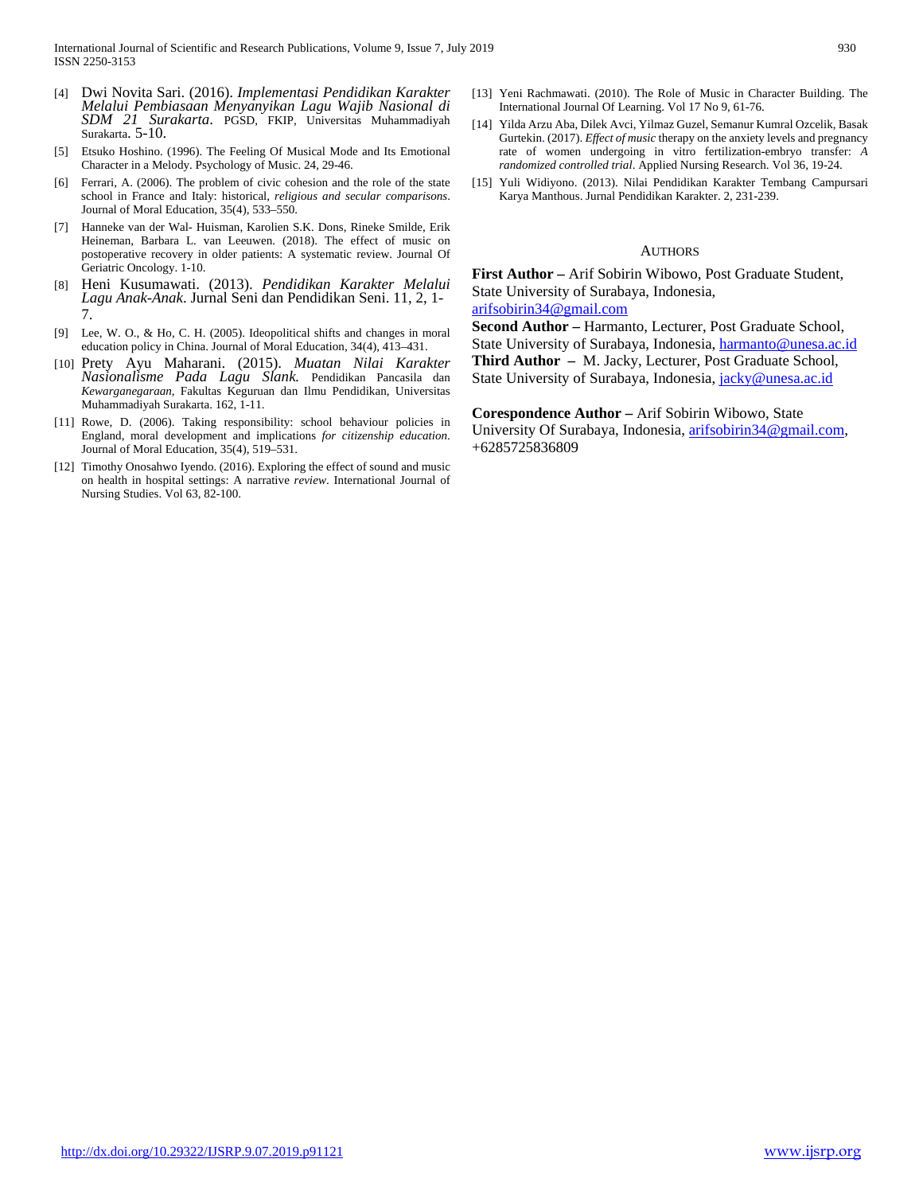[4] Dwi Novita Sari. (2016). *Implementasi Pendidikan Karakter Melalui Pembiasaan Menyanyikan Lagu Wajib Nasional di SDM 21 Surakarta*. PGSD, FKIP, Universitas Muhammadiyah Surakarta. 5-10.

[5] Etsuko Hoshino. (1996). The Feeling Of Musical Mode and Its Emotional Character in a Melody. Psychology of Music. 24, 29-46.

[6] Ferrari, A. (2006). The problem of civic cohesion and the role of the state school in France and Italy: historical, *religious and secular comparisons*. Journal of Moral Education, 35(4), 533–550.

[7] Hanneke van der Wal- Huisman, Karolien S.K. Dons, Rineke Smilde, Erik Heineman, Barbara L. van Leeuwen. (2018). The effect of music on postoperative recovery in older patients: A systematic review. Journal Of Geriatric Oncology. 1-10.

[8] Heni Kusumawati. (2013). *Pendidikan Karakter Melalui Lagu Anak-Anak*. Jurnal Seni dan Pendidikan Seni. 11, 2, 1-7.

[9] Lee, W. O., & Ho, C. H. (2005). Ideopolitical shifts and changes in moral education policy in China. Journal of Moral Education, 34(4), 413–431.

[10] Prety Ayu Maharani. (2015). *Muatan Nilai Karakter Nasionalisme Pada Lagu Slank.* Pendidikan Pancasila dan *Kewarganegaraan*, Fakultas Keguruan dan Ilmu Pendidikan, Universitas Muhammadiyah Surakarta. 162, 1-11.

[11] Rowe, D. (2006). Taking responsibility: school behaviour policies in England, moral development and implications *for citizenship education*. Journal of Moral Education, 35(4), 519–531.

[12] Timothy Onosahwo Iyendo. (2016). Exploring the effect of sound and music on health in hospital settings: A narrative *review*. International Journal of Nursing Studies. Vol 63, 82-100.

[13] Yeni Rachmawati. (2010). The Role of Music in Character Building. The International Journal Of Learning. Vol 17 No 9, 61-76.

[14] Yilda Arzu Aba, Dilek Avci, Yilmaz Guzel, Semanur Kumral Ozcelik, Basak Gurtekin. (2017). *Effect of music* therapy on the anxiety levels and pregnancy rate of women undergoing in vitro fertilization-embryo transfer: *A randomized controlled trial*. Applied Nursing Research. Vol 36, 19-24.

[15] Yuli Widiyono. (2013). Nilai Pendidikan Karakter Tembang Campursari Karya Manthous. Jurnal Pendidikan Karakter. 2, 231-239.

## AUTHORS

**First Author –** Arif Sobirin Wibowo, Post Graduate Student, State University of Surabaya, Indonesia, arifsobirin34@gmail.com

**Second Author –** Harmanto, Lecturer, Post Graduate School, State University of Surabaya, Indonesia, harmanto@unesa.ac.id

**Third Author –** M. Jacky, Lecturer, Post Graduate School, State University of Surabaya, Indonesia, jacky@unesa.ac.id

**Corespondence Author –** Arif Sobirin Wibowo, State University Of Surabaya, Indonesia, arifsobirin34@gmail.com, +6285725836809